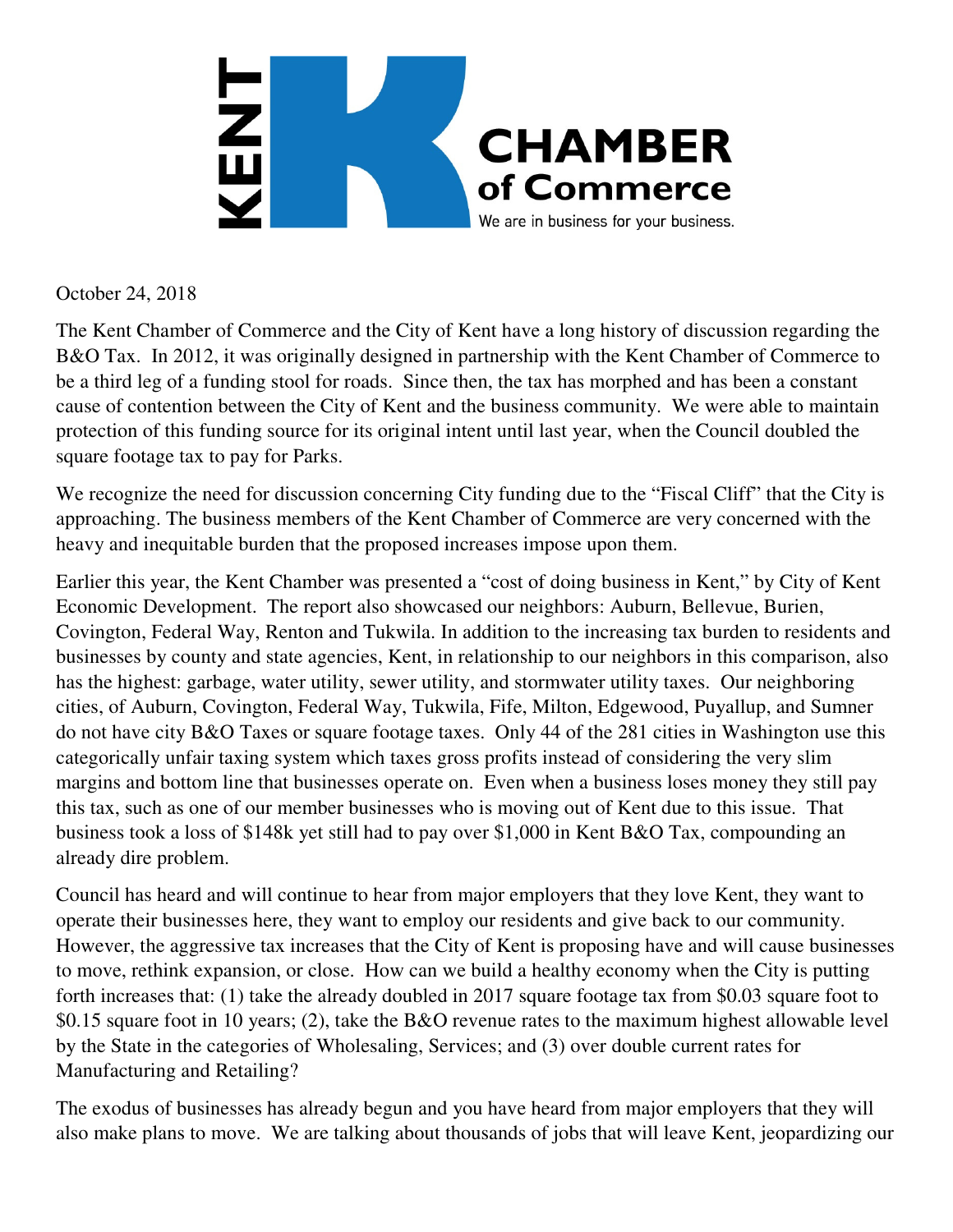KENT CHAMBER of Commerce

We are in business for your business.

October 24, 2018

The Kent Chamber of Commerce and the City of Kent have a long history of discussion regarding the B&O Tax. In 2012, it was originally designed in partnership with the Kent Chamber of Commerce to be a third leg of a funding stool for roads. Since then, the tax has morphed and has been a constant cause of contention between the City of Kent and the business community. We were able to maintain protection of this funding source for its original intent until last year, when the Council doubled the square footage tax to pay for Parks.

We recognize the need for discussion concerning City funding due to the "Fiscal Cliff" that the City is approaching. The business members of the Kent Chamber of Commerce are very concerned with the heavy and inequitable burden that the proposed increases impose upon them.

Earlier this year, the Kent Chamber was presented a "cost of doing business in Kent," by City of Kent Economic Development. The report also showcased our neighbors: Auburn, Bellevue, Burien, Covington, Federal Way, Renton and Tukwila. In addition to the increasing tax burden to residents and businesses by county and state agencies, Kent, in relationship to our neighbors in this comparison, also has the highest: garbage, water utility, sewer utility, and stormwater utility taxes. Our neighboring cities, of Auburn, Covington, Federal Way, Tukwila, Fife, Milton, Edgewood, Puyallup, and Sumner do not have city B&O Taxes or square footage taxes. Only 44 of the 281 cities in Washington use this categorically unfair taxing system which taxes gross profits instead of considering the very slim margins and bottom line that businesses operate on. Even when a business loses money they still pay this tax, such as one of our member businesses who is moving out of Kent due to this issue. That business took a loss of $148k yet still had to pay over $1,000 in Kent B&O Tax, compounding an already dire problem.

Council has heard and will continue to hear from major employers that they love Kent, they want to operate their businesses here, they want to employ our residents and give back to our community. However, the aggressive tax increases that the City of Kent is proposing have and will cause businesses to move, rethink expansion, or close. How can we build a healthy economy when the City is putting forth increases that: (1) take the already doubled in 2017 square footage tax from $0.03 square foot to $0.15 square foot in 10 years; (2), take the B&O revenue rates to the maximum highest allowable level by the State in the categories of Wholesaling, Services; and (3) over double current rates for Manufacturing and Retailing?

The exodus of businesses has already begun and you have heard from major employers that they will also make plans to move. We are talking about thousands of jobs that will leave Kent, jeopardizing our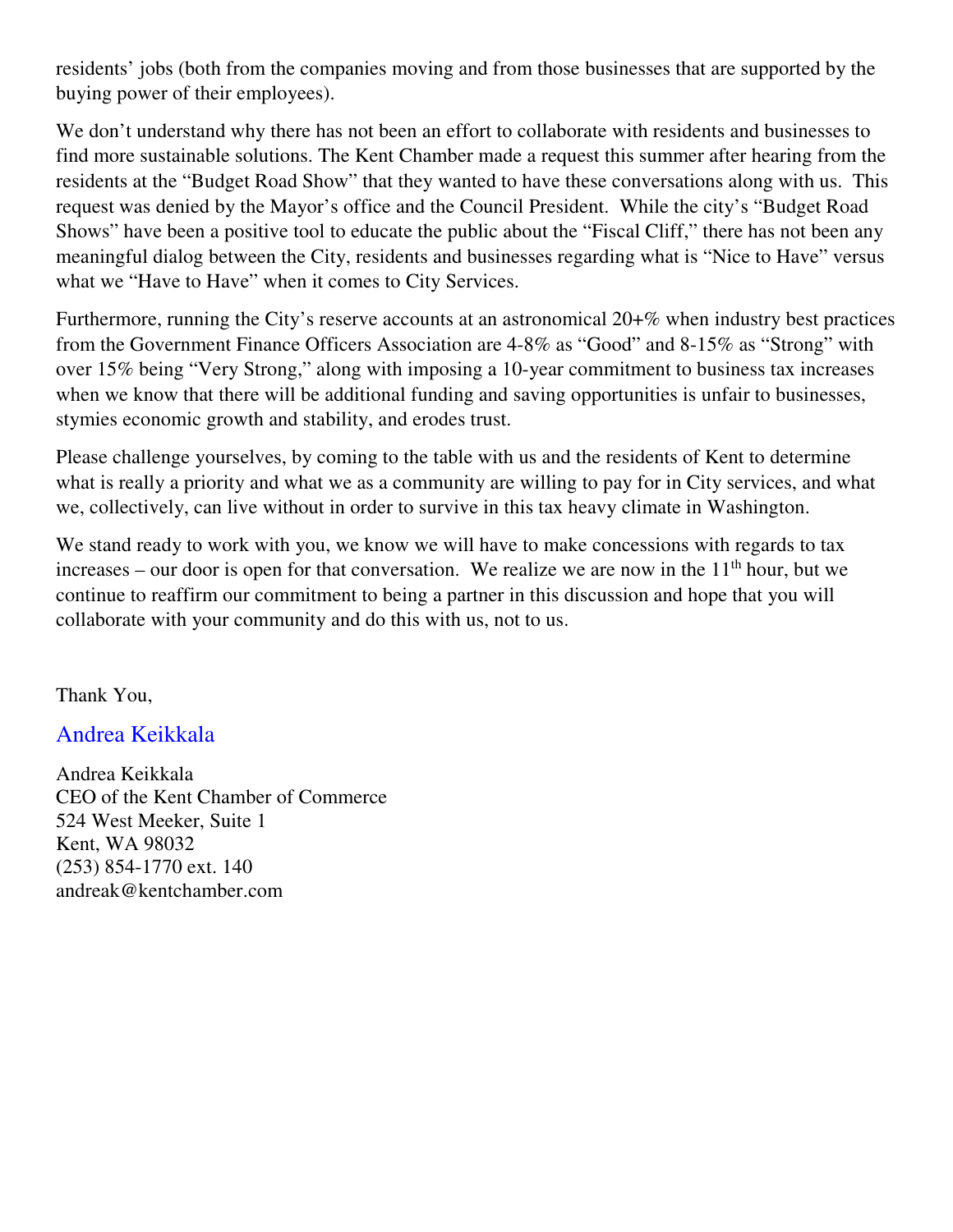residents' jobs (both from the companies moving and from those businesses that are supported by the buying power of their employees).

We don't understand why there has not been an effort to collaborate with residents and businesses to find more sustainable solutions. The Kent Chamber made a request this summer after hearing from the residents at the "Budget Road Show" that they wanted to have these conversations along with us. This request was denied by the Mayor's office and the Council President. While the city's "Budget Road Shows" have been a positive tool to educate the public about the "Fiscal Cliff," there has not been any meaningful dialog between the City, residents and businesses regarding what is "Nice to Have" versus what we "Have to Have" when it comes to City Services.

Furthermore, running the City's reserve accounts at an astronomical 20+% when industry best practices from the Government Finance Officers Association are 4-8% as "Good" and 8-15% as "Strong" with over 15% being "Very Strong," along with imposing a 10-year commitment to business tax increases when we know that there will be additional funding and saving opportunities is unfair to businesses, stymies economic growth and stability, and erodes trust.

Please challenge yourselves, by coming to the table with us and the residents of Kent to determine what is really a priority and what we as a community are willing to pay for in City services, and what we, collectively, can live without in order to survive in this tax heavy climate in Washington.

We stand ready to work with you, we know we will have to make concessions with regards to tax increases – our door is open for that conversation. We realize we are now in the 11th hour, but we continue to reaffirm our commitment to being a partner in this discussion and hope that you will collaborate with your community and do this with us, not to us.

Thank You,

Andrea Keikkala

Andrea Keikkala
CEO of the Kent Chamber of Commerce
524 West Meeker, Suite 1
Kent, WA 98032
(253) 854-1770 ext. 140
andreak@kentchamber.com